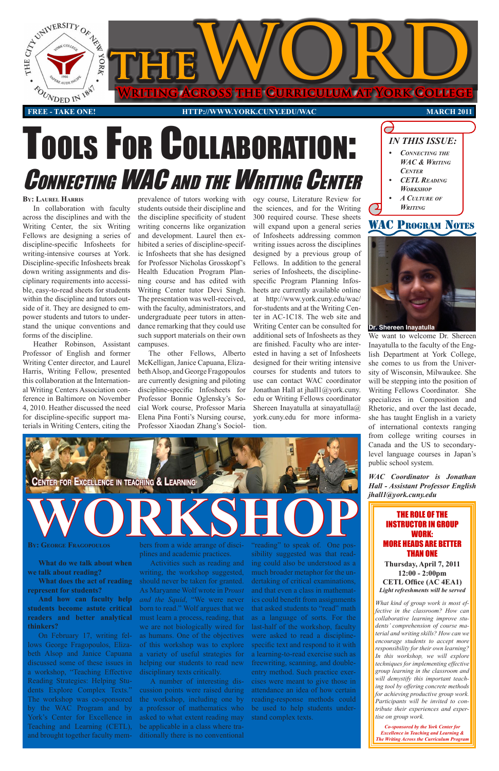# THE WORD

**Writing Across the Curriculum at York College**

FREE - TAKE ONE! HTTP://WWW.YORK.CUNY.EDU/WAC MARCH 2011

# Tools For Collaboration:

## Connecting WAC and the Writing Center

**By: Laurel Harris**

In collaboration with faculty across the disciplines and with the Writing Center, the six Writing Fellows are designing a series of discipline-specific Infosheets for writing-intensive courses at York. Discipline-specific Infosheets break down writing assignments and disciplinary requirements into accessible, easy-to-read sheets for students within the discipline and tutors outside of it. They are designed to empower students and tutors to understand the unique conventions and forms of the discipline.

Heather Robinson, Assistant Professor of English and former Writing Center director, and Laurel Harris, Writing Fellow, presented this collaboration at the International Writing Centers Association conference in Baltimore on November 4, 2010. Heather discussed the need for discipline-specific support materials in Writing Centers, citing the prevalence of tutors working with students outside their discipline and the discipline specificity of student writing concerns like organization and development. Laurel then exhibited a series of discipline-specific Infosheets that she has designed for Professor Nicholas Grosskopf's Health Education Program Planning course and has edited with Writing Center tutor Devi Singh. The presentation was well-received, with the faculty, administrators, and undergraduate peer tutors in attendance remarking that they could use such support materials on their own campuses.

The other Fellows, Alberto McKelligan, Janice Capuana, Elizabeth Alsop, and George Fragopoulos are currently designing and piloting discipline-specific Infosheets for Professor Bonnie Oglensky's Social Work course, Professor Maria Elena Pina Fonti's Nursing course, Professor Xiaodan Zhang's Sociology course, Literature Review for the sciences, and for the Writing 300 required course. These sheets will expand upon a general series of Infosheets addressing common writing issues across the disciplines designed by a previous group of Fellows. In addition to the general series of Infosheets, the discipline-specific Program Planning Infosheets are currently available online at http://www.york.cuny.edu/wac/for-students and at the Writing Center in AC-1C18. The web site and Writing Center can be consulted for additional sets of Infosheets as they are finished. Faculty who are interested in having a set of Infosheets designed for their writing intensive courses for students and tutors to use can contact WAC coordinator Jonathan Hall at jhall1@york.cuny.edu or Writing Fellows coordinator Shereen Inayatulla at sinayatulla@york.cuny.edu for more information.

### In This Issue:

- Connecting the WAC & Writing Center
- CETL Reading Workshop
- A Culture of Writing

## WAC Program Notes

Dr. Shereen Inayatulla

We want to welcome Dr. Shereen Inayatulla to the faculty of the English Department at York College, she comes to us from the University of Wisconsin, Milwaukee. She will be stepping into the position of Writing Fellows Coordinator. She specializes in Composition and Rhetoric, and over the last decade, she has taught English in a variety of international contexts ranging from college writing courses in Canada and the US to secondary-level language courses in Japan's public school system.

*WAC Coordinator is Jonathan Hall - Assistant Professor English jhall1@york.cuny.edu*

### The Role of the Instructor in Group Work: More Heads are Better Than One

**Thursday, April 7, 2011**
**12:00 - 2:00pm**
**CETL Office (AC 4E A1)**
***Light refreshments will be served***

*What kind of group work is most effective in the classroom? How can collaborative learning improve students' comprehension of course material and writing skills? How can we encourage students to accept more responsibility for their own learning? In this workshop, we will explore techniques for implementing effective group learning in the classroom and will demystify this important teaching tool by offering concrete methods for achieving productive group work. Participants will be invited to contribute their experiences and expertise on group work.*

*Co-sponsored by the York Center for Excellence in Teaching and Learning & The Writing Across the Curriculum Program*

## Center for Excellence in Teaching & Learning

# WORKSHOP

**By: George Fragopoulos**

**What do we talk about when we talk about reading?**
**What does the act of reading represent for students?**
**And how can faculty help students become astute critical readers and better analytical thinkers?**

On February 17, writing fellows George Fragopoulos, Elizabeth Alsop and Janice Capuana discussed some of these issues in a workshop, "Teaching Effective Reading Strategies: Helping Students Explore Complex Texts." The workshop was co-sponsored by the WAC Program and by York's Center for Excellence in Teaching and Learning (CETL), and brought together faculty members from a wide arrange of disciplines and academic practices.

Activities such as reading and writing, the workshop suggested, should never be taken for granted. As Maryanne Wolf wrote in *Proust and the Squid*, "We were never born to read." Wolf argues that we must learn a process, reading, that we are not biologically wired for as humans. One of the objectives of this workshop was to explore a variety of useful strategies for helping our students to read new disciplinary texts critically.

A number of interesting discussion points were raised during the workshop, including one by a professor of mathematics who asked to what extent reading may be applicable in a class where traditionally there is no conventional "reading" to speak of. One possibility suggested was that reading could also be understood as a much broader metaphor for the undertaking of critical examinations, and that even a class in mathematics could benefit from assignments that asked students to "read" math as a language of sorts. For the last-half of the workshop, faculty were asked to read a discipline-specific text and respond to it with a learning-to-read exercise such as freewriting, scanning, and double-entry method. Such practice exercises were meant to give those in attendance an idea of how certain reading-response methods could be used to help students understand complex texts.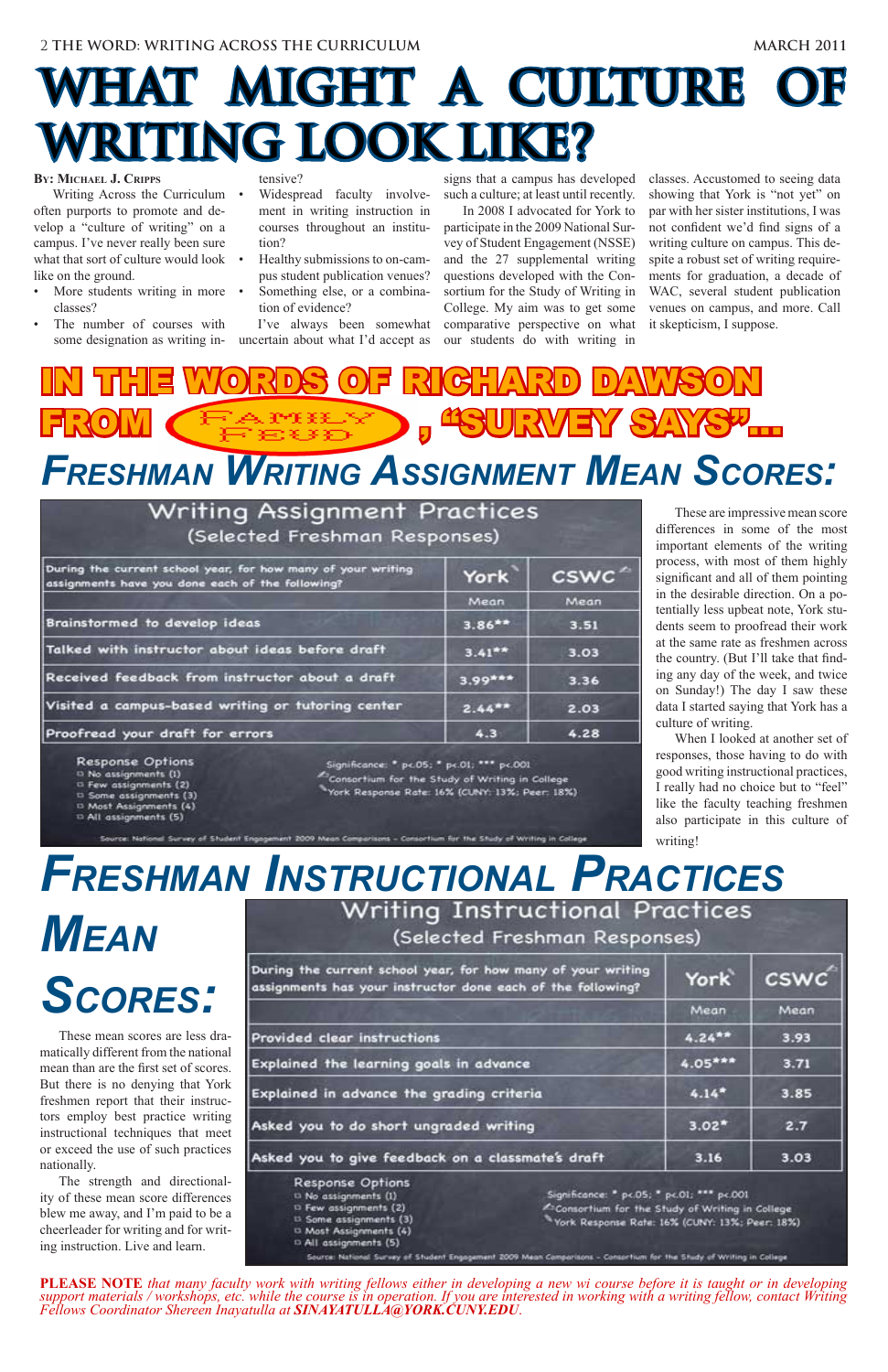# What Might a Culture of Writing Look Like?

**By: Michael J. Cripps**

Writing Across the Curriculum often purports to promote and develop a "culture of writing" on a campus. I've never really been sure what that sort of culture would look like on the ground.

- More students writing in more classes?
- The number of courses with some designation as writing intensive?
- Widespread faculty involvement in writing instruction in courses throughout an institution?
- Healthy submissions to on-campus student publication venues?
- Something else, or a combination of evidence?

I've always been somewhat uncertain about what I'd accept as signs that a campus has developed such a culture; at least until recently.

In 2008 I advocated for York to participate in the 2009 National Survey of Student Engagement (NSSE) and the 27 supplemental writing questions developed with the Consortium for the Study of Writing in College. My aim was to get some comparative perspective on what our students do with writing in classes. Accustomed to seeing data showing that York is "not yet" on par with her sister institutions, I was not confident we'd find signs of a writing culture on campus. This despite a robust set of writing requirements for graduation, a decade of WAC, several student publication venues on campus, and more. Call it skepticism, I suppose.

## In the Words of Richard Dawson from Family Feud, "Survey Says"...

## Freshman Writing Assignment Mean Scores:

**Writing Assignment Practices**
(Selected Freshman Responses)

| During the current school year, for how many of your writing assignments have you done each of the following? | York | CSWC |
|---|---|---|
| | Mean | Mean |
| Brainstormed to develop ideas | 3.86** | 3.51 |
| Talked with instructor about ideas before draft | 3.41** | 3.03 |
| Received feedback from instructor about a draft | 3.99*** | 3.36 |
| Visited a campus-based writing or tutoring center | 2.44** | 2.03 |
| Proofread your draft for errors | 4.3 | 4.28 |

Response Options
- No assignments (1)
- Few assignments (2)
- Some assignments (3)
- Most Assignments (4)
- All assignments (5)

Significance: * p<.05; * p<.01; *** p<.001
Consortium for the Study of Writing in College
York Response Rate: 16% (CUNY: 13%; Peer: 18%)

Source: National Survey of Student Engagement 2009 Mean Comparisons – Consortium for the Study of Writing in College

These are impressive mean score differences in some of the most important elements of the writing process, with most of them highly significant and all of them pointing in the desirable direction. On a potentially less upbeat note, York students seem to proofread their work at the same rate as freshmen across the country. (But I'll take that finding any day of the week, and twice on Sunday!) The day I saw these data I started saying that York has a culture of writing.

When I looked at another set of responses, those having to do with good writing instructional practices, I really had no choice but to "feel" like the faculty teaching freshmen also participate in this culture of writing!

## Freshman Instructional Practices Mean Scores:

**Writing Instructional Practices**
(Selected Freshman Responses)

| During the current school year, for how many of your writing assignments has your instructor done each of the following? | York | CSWC |
|---|---|---|
| | Mean | Mean |
| Provided clear instructions | 4.24** | 3.93 |
| Explained the learning goals in advance | 4.05*** | 3.71 |
| Explained in advance the grading criteria | 4.14* | 3.85 |
| Asked you to do short ungraded writing | 3.02* | 2.7 |
| Asked you to give feedback on a classmate's draft | 3.16 | 3.03 |

Response Options
- No assignments (1)
- Few assignments (2)
- Some assignments (3)
- Most Assignments (4)
- All assignments (5)

Significance: * p<.05; * p<.01; *** p<.001
Consortium for the Study of Writing in College
York Response Rate: 16% (CUNY: 13%; Peer: 18%)

Source: National Survey of Student Engagement 2009 Mean Comparisons – Consortium for the Study of Writing in College

These mean scores are less dramatically different from the national mean than are the first set of scores. But there is no denying that York freshmen report that their instructors employ best practice writing instructional techniques that meet or exceed the use of such practices nationally.

The strength and directionality of these mean score differences blew me away, and I'm paid to be a cheerleader for writing and for writing instruction. Live and learn.

**PLEASE NOTE** *that many faculty work with writing fellows either in developing a new wi course before it is taught or in developing support materials / workshops, etc. while the course is in operation. If you are interested in working with a writing fellow, contact Writing Fellows Coordinator Shereen Inayatulla at **SINAYATULLA@YORK.CUNY.EDU**.*